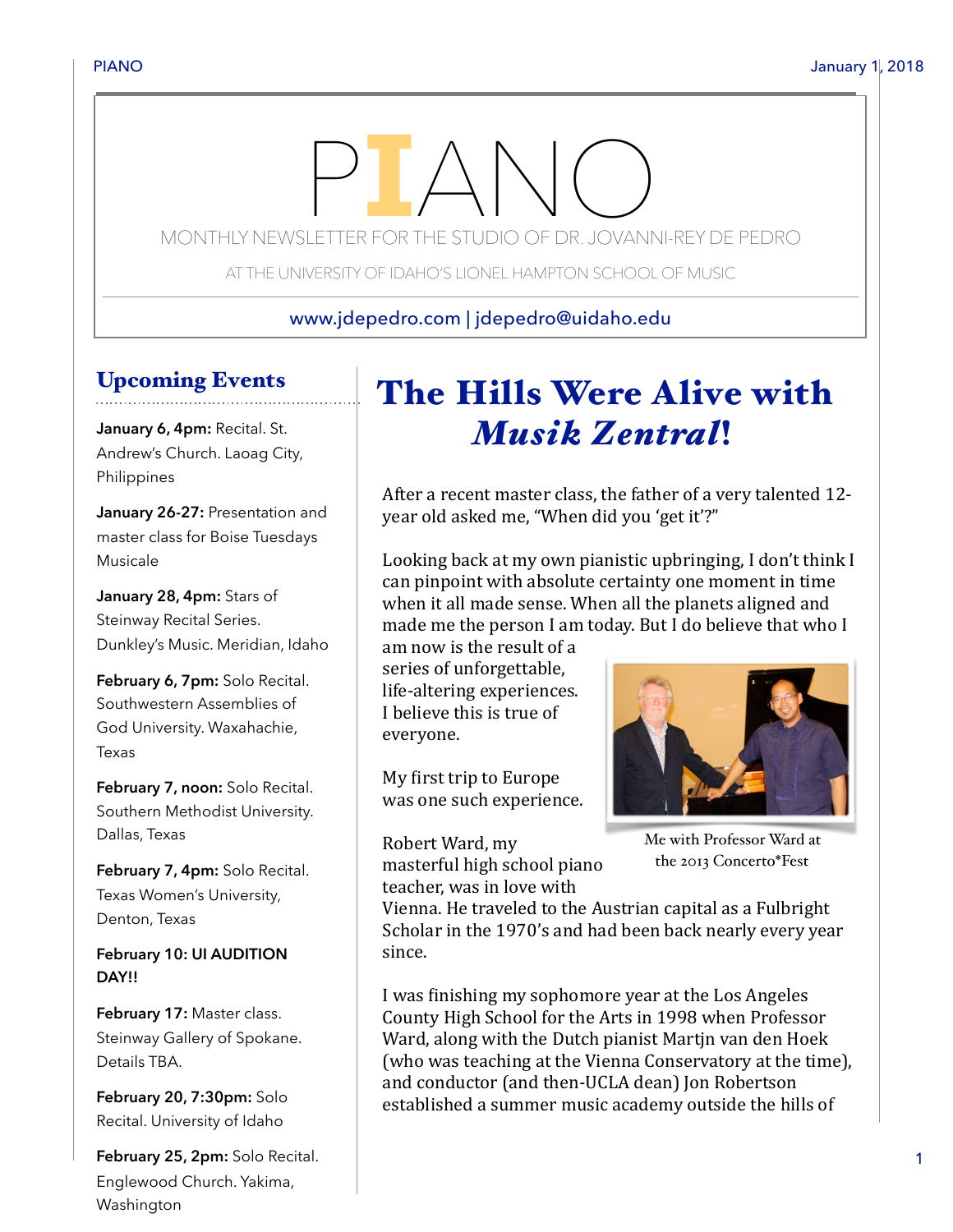# PIANO

MONTHLY NEWSLETTER FOR THE STUDIO OF DR. JOVANNI-REY DE PEDRO

AT THE UNIVERSITY OF IDAHO'S LIONEL HAMPTON SCHOOL OF MUSIC

www.jdepedro.com | jdepedro@uidaho.edu

## Upcoming Events

**January 6, 4pm:** Recital. St. Andrew's Church. Laoag City, Philippines

**January 26-27:** Presentation and master class for Boise Tuesdays Musicale

**January 28, 4pm:** Stars of Steinway Recital Series. Dunkley's Music. Meridian, Idaho

**February 6, 7pm:** Solo Recital. Southwestern Assemblies of God University. Waxahachie, Texas

**February 7, noon:** Solo Recital. Southern Methodist University. Dallas, Texas

**February 7, 4pm:** Solo Recital. Texas Women's University, Denton, Texas

**February 10: UI AUDITION DAY!!**

**February 17:** Master class. Steinway Gallery of Spokane. Details TBA.

**February 20, 7:30pm:** Solo Recital. University of Idaho

**February 25, 2pm:** Solo Recital. Englewood Church. Yakima, Washington

## The Hills Were Alive with *Musik Zentral*!

After a recent master class, the father of a very talented 12-year old asked me, "When did you 'get it'?"

Looking back at my own pianistic upbringing, I don't think I can pinpoint with absolute certainty one moment in time when it all made sense. When all the planets aligned and made me the person I am today. But I do believe that who I am now is the result of a series of unforgettable, life-altering experiences. I believe this is true of everyone.

My first trip to Europe was one such experience.

Me with Professor Ward at the 2013 Concerto*Fest

Robert Ward, my masterful high school piano teacher, was in love with Vienna. He traveled to the Austrian capital as a Fulbright Scholar in the 1970's and had been back nearly every year since.

I was finishing my sophomore year at the Los Angeles County High School for the Arts in 1998 when Professor Ward, along with the Dutch pianist Martjn van den Hoek (who was teaching at the Vienna Conservatory at the time), and conductor (and then-UCLA dean) Jon Robertson established a summer music academy outside the hills of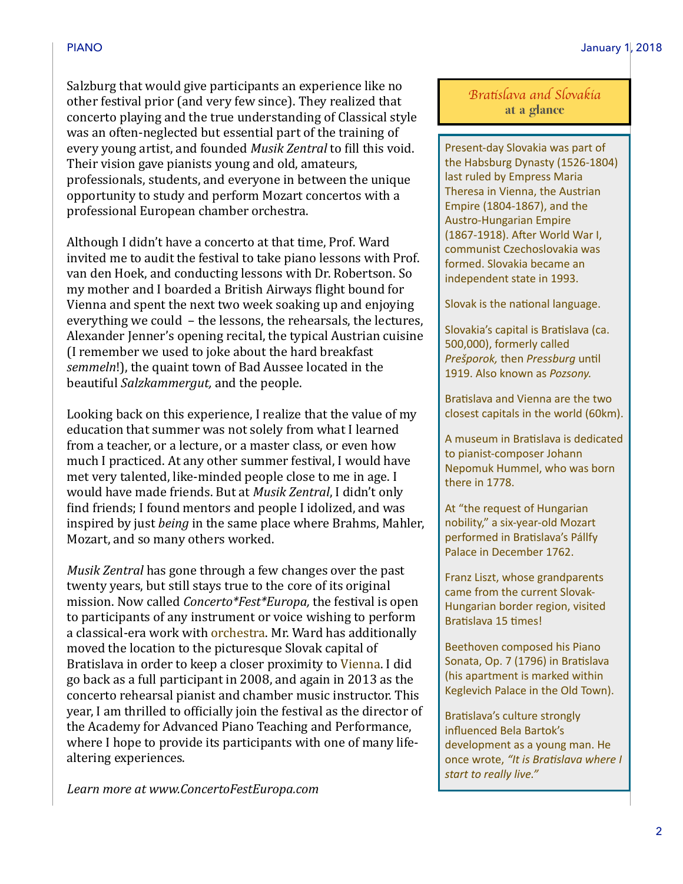Salzburg that would give participants an experience like no other festival prior (and very few since). They realized that concerto playing and the true understanding of Classical style was an often-neglected but essential part of the training of every young artist, and founded *Musik Zentral* to fill this void. Their vision gave pianists young and old, amateurs, professionals, students, and everyone in between the unique opportunity to study and perform Mozart concertos with a professional European chamber orchestra.

Although I didn't have a concerto at that time, Prof. Ward invited me to audit the festival to take piano lessons with Prof. van den Hoek, and conducting lessons with Dr. Robertson. So my mother and I boarded a British Airways flight bound for Vienna and spent the next two week soaking up and enjoying everything we could – the lessons, the rehearsals, the lectures, Alexander Jenner's opening recital, the typical Austrian cuisine (I remember we used to joke about the hard breakfast *semmeln*!), the quaint town of Bad Aussee located in the beautiful *Salzkammergut,* and the people.

Looking back on this experience, I realize that the value of my education that summer was not solely from what I learned from a teacher, or a lecture, or a master class, or even how much I practiced. At any other summer festival, I would have met very talented, like-minded people close to me in age. I would have made friends. But at *Musik Zentral*, I didn't only find friends; I found mentors and people I idolized, and was inspired by just *being* in the same place where Brahms, Mahler, Mozart, and so many others worked.

*Musik Zentral* has gone through a few changes over the past twenty years, but still stays true to the core of its original mission. Now called *Concerto*Fest*Europa,* the festival is open to participants of any instrument or voice wishing to perform a classical-era work with orchestra. Mr. Ward has additionally moved the location to the picturesque Slovak capital of Bratislava in order to keep a closer proximity to Vienna. I did go back as a full participant in 2008, and again in 2013 as the concerto rehearsal pianist and chamber music instructor. This year, I am thrilled to officially join the festival as the director of the Academy for Advanced Piano Teaching and Performance, where I hope to provide its participants with one of many life-altering experiences.

*Learn more at www.ConcertoFestEuropa.com*

## *Bratislava and Slovakia* at a glance

Present-day Slovakia was part of the Habsburg Dynasty (1526-1804) last ruled by Empress Maria Theresa in Vienna, the Austrian Empire (1804-1867), and the Austro-Hungarian Empire (1867-1918). After World War I, communist Czechoslovakia was formed. Slovakia became an independent state in 1993.

Slovak is the national language.

Slovakia's capital is Bratislava (ca. 500,000), formerly called *Prešporok,* then *Pressburg* until 1919. Also known as *Pozsony.*

Bratislava and Vienna are the two closest capitals in the world (60km).

A museum in Bratislava is dedicated to pianist-composer Johann Nepomuk Hummel, who was born there in 1778.

At "the request of Hungarian nobility," a six-year-old Mozart performed in Bratislava's Pállfy Palace in December 1762.

Franz Liszt, whose grandparents came from the current Slovak-Hungarian border region, visited Bratislava 15 times!

Beethoven composed his Piano Sonata, Op. 7 (1796) in Bratislava (his apartment is marked within Keglevich Palace in the Old Town).

Bratislava's culture strongly influenced Bela Bartok's development as a young man. He once wrote, *"It is Bratislava where I start to really live."*